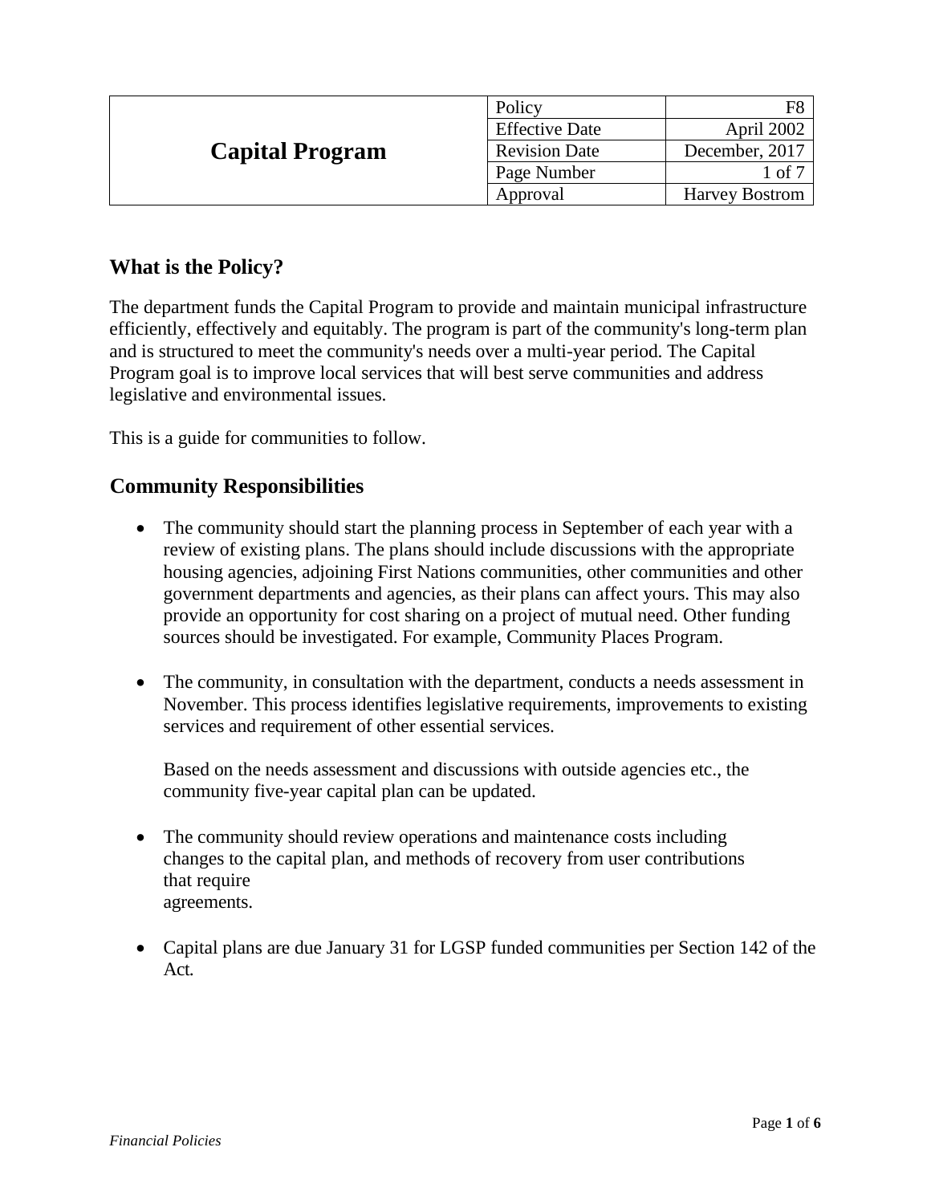| Capital Program | Policy | F8 |
|---|---|---|
| | Effective Date | April 2002 |
| | Revision Date | December, 2017 |
| | Page Number | 1 of 7 |
| | Approval | Harvey Bostrom |

## What is the Policy?

The department funds the Capital Program to provide and maintain municipal infrastructure efficiently, effectively and equitably. The program is part of the community's long-term plan and is structured to meet the community's needs over a multi-year period. The Capital Program goal is to improve local services that will best serve communities and address legislative and environmental issues.

This is a guide for communities to follow.

## Community Responsibilities

- The community should start the planning process in September of each year with a review of existing plans. The plans should include discussions with the appropriate housing agencies, adjoining First Nations communities, other communities and other government departments and agencies, as their plans can affect yours. This may also provide an opportunity for cost sharing on a project of mutual need. Other funding sources should be investigated. For example, Community Places Program.

- The community, in consultation with the department, conducts a needs assessment in November. This process identifies legislative requirements, improvements to existing services and requirement of other essential services.

  Based on the needs assessment and discussions with outside agencies etc., the community five-year capital plan can be updated.

- The community should review operations and maintenance costs including changes to the capital plan, and methods of recovery from user contributions that require agreements.

- Capital plans are due January 31 for LGSP funded communities per Section 142 of the Act.

*Financial Policies*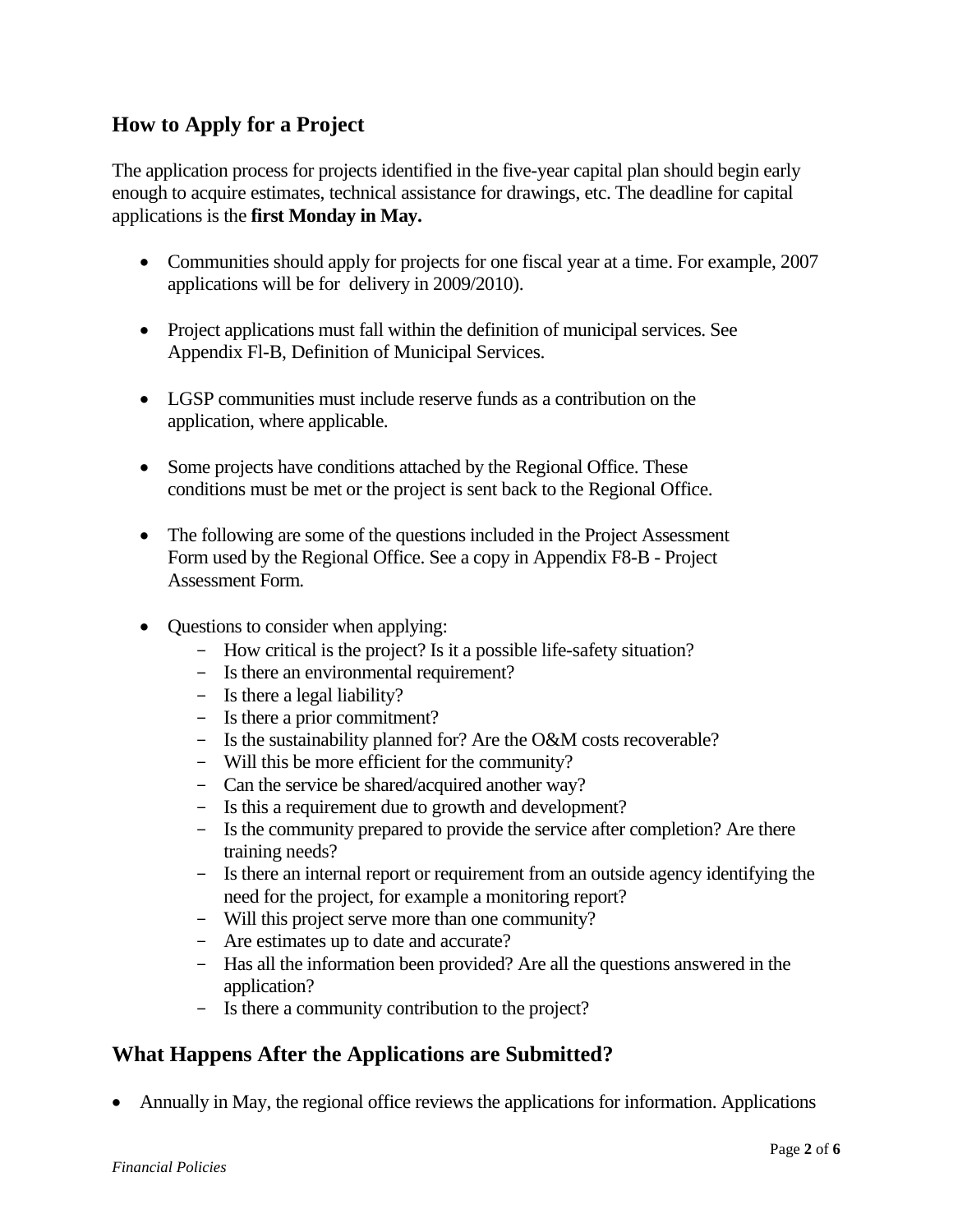## How to Apply for a Project

The application process for projects identified in the five-year capital plan should begin early enough to acquire estimates, technical assistance for drawings, etc. The deadline for capital applications is the **first Monday in May.**

- Communities should apply for projects for one fiscal year at a time. For example, 2007 applications will be for delivery in 2009/2010).
- Project applications must fall within the definition of municipal services. See Appendix Fl-B, Definition of Municipal Services.
- LGSP communities must include reserve funds as a contribution on the application, where applicable.
- Some projects have conditions attached by the Regional Office. These conditions must be met or the project is sent back to the Regional Office.
- The following are some of the questions included in the Project Assessment Form used by the Regional Office. See a copy in Appendix F8-B - Project Assessment Form.
- Questions to consider when applying:
  - How critical is the project? Is it a possible life-safety situation?
  - Is there an environmental requirement?
  - Is there a legal liability?
  - Is there a prior commitment?
  - Is the sustainability planned for? Are the O&M costs recoverable?
  - Will this be more efficient for the community?
  - Can the service be shared/acquired another way?
  - Is this a requirement due to growth and development?
  - Is the community prepared to provide the service after completion? Are there training needs?
  - Is there an internal report or requirement from an outside agency identifying the need for the project, for example a monitoring report?
  - Will this project serve more than one community?
  - Are estimates up to date and accurate?
  - Has all the information been provided? Are all the questions answered in the application?
  - Is there a community contribution to the project?

## What Happens After the Applications are Submitted?

- Annually in May, the regional office reviews the applications for information. Applications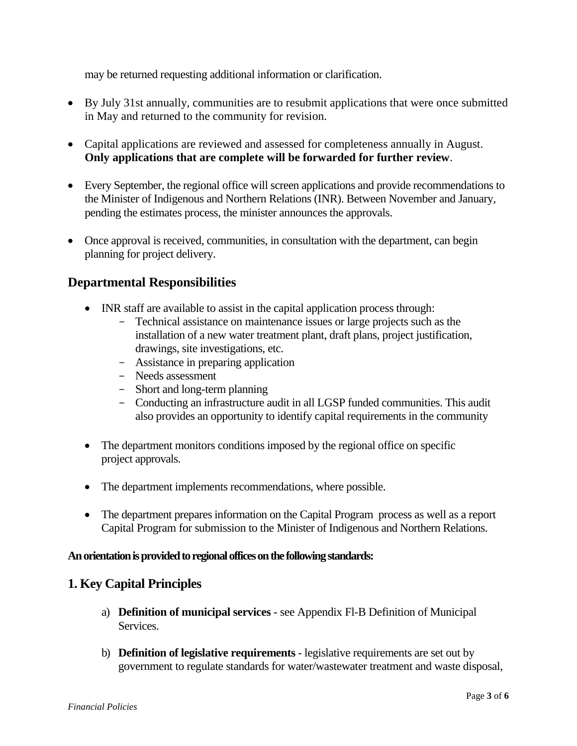may be returned requesting additional information or clarification.

- By July 31st annually, communities are to resubmit applications that were once submitted in May and returned to the community for revision.

- Capital applications are reviewed and assessed for completeness annually in August. **Only applications that are complete will be forwarded for further review**.

- Every September, the regional office will screen applications and provide recommendations to the Minister of Indigenous and Northern Relations (INR). Between November and January, pending the estimates process, the minister announces the approvals.

- Once approval is received, communities, in consultation with the department, can begin planning for project delivery.

## Departmental Responsibilities

- INR staff are available to assist in the capital application process through:
  - Technical assistance on maintenance issues or large projects such as the installation of a new water treatment plant, draft plans, project justification, drawings, site investigations, etc.
  - Assistance in preparing application
  - Needs assessment
  - Short and long-term planning
  - Conducting an infrastructure audit in all LGSP funded communities. This audit also provides an opportunity to identify capital requirements in the community

- The department monitors conditions imposed by the regional office on specific project approvals.

- The department implements recommendations, where possible.

- The department prepares information on the Capital Program process as well as a report Capital Program for submission to the Minister of Indigenous and Northern Relations.

**An orientation is provided to regional offices on the following standards:**

## 1. Key Capital Principles

a) **Definition of municipal services** - see Appendix Fl-B Definition of Municipal Services.

b) **Definition of legislative requirements** - legislative requirements are set out by government to regulate standards for water/wastewater treatment and waste disposal,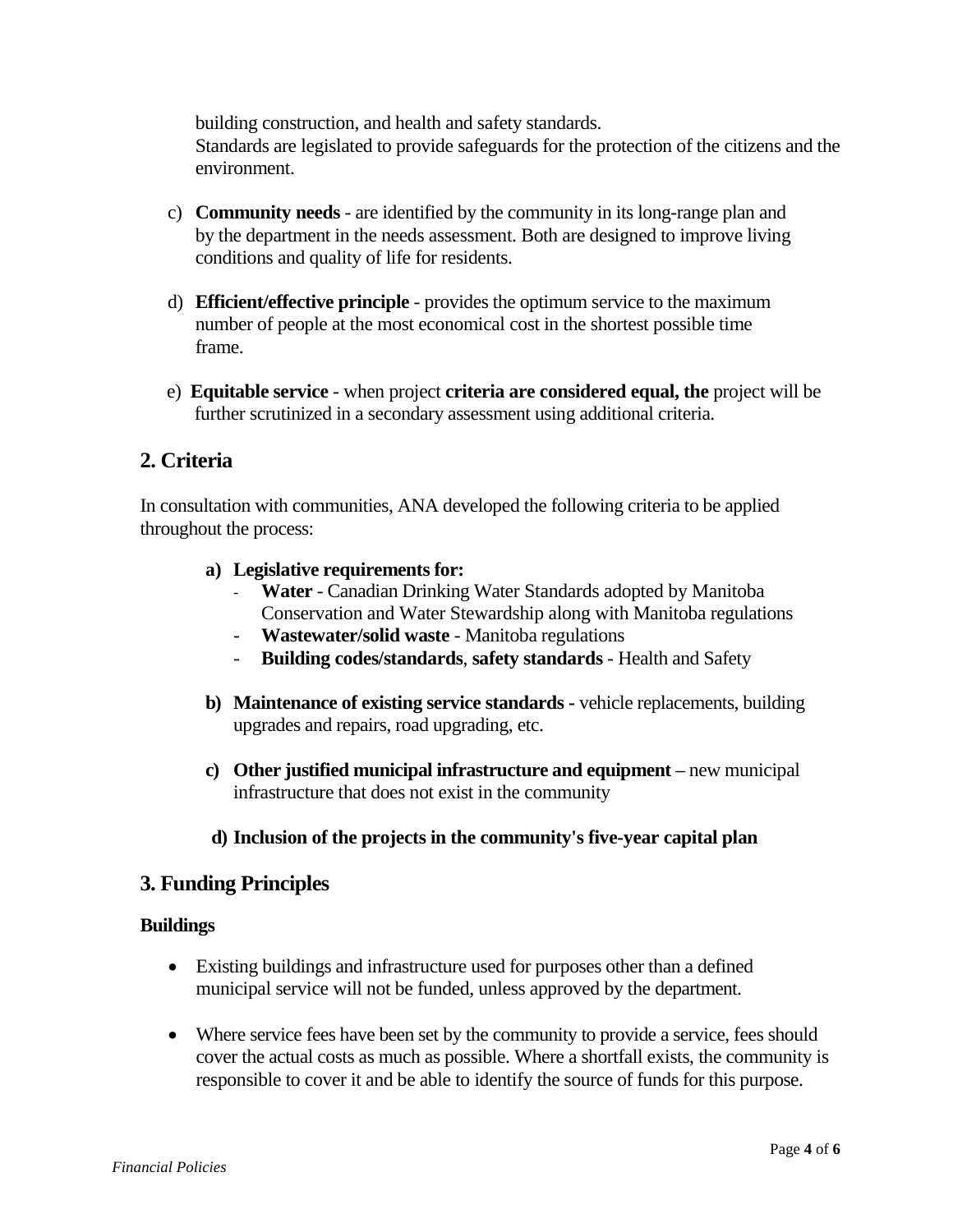building construction, and health and safety standards.
Standards are legislated to provide safeguards for the protection of the citizens and the environment.

c) **Community needs** - are identified by the community in its long-range plan and by the department in the needs assessment. Both are designed to improve living conditions and quality of life for residents.

d) **Efficient/effective principle** - provides the optimum service to the maximum number of people at the most economical cost in the shortest possible time frame.

e) **Equitable service** - when project **criteria are considered equal, the** project will be further scrutinized in a secondary assessment using additional criteria.

## 2. Criteria

In consultation with communities, ANA developed the following criteria to be applied throughout the process:

**a) Legislative requirements for:**
- **Water** - Canadian Drinking Water Standards adopted by Manitoba Conservation and Water Stewardship along with Manitoba regulations
- **Wastewater/solid waste** - Manitoba regulations
- **Building codes/standards**, **safety standards** - Health and Safety

**b) Maintenance of existing service standards -** vehicle replacements, building upgrades and repairs, road upgrading, etc.

**c) Other justified municipal infrastructure and equipment –** new municipal infrastructure that does not exist in the community

**d) Inclusion of the projects in the community's five-year capital plan**

## 3. Funding Principles

**Buildings**

- Existing buildings and infrastructure used for purposes other than a defined municipal service will not be funded, unless approved by the department.

- Where service fees have been set by the community to provide a service, fees should cover the actual costs as much as possible. Where a shortfall exists, the community is responsible to cover it and be able to identify the source of funds for this purpose.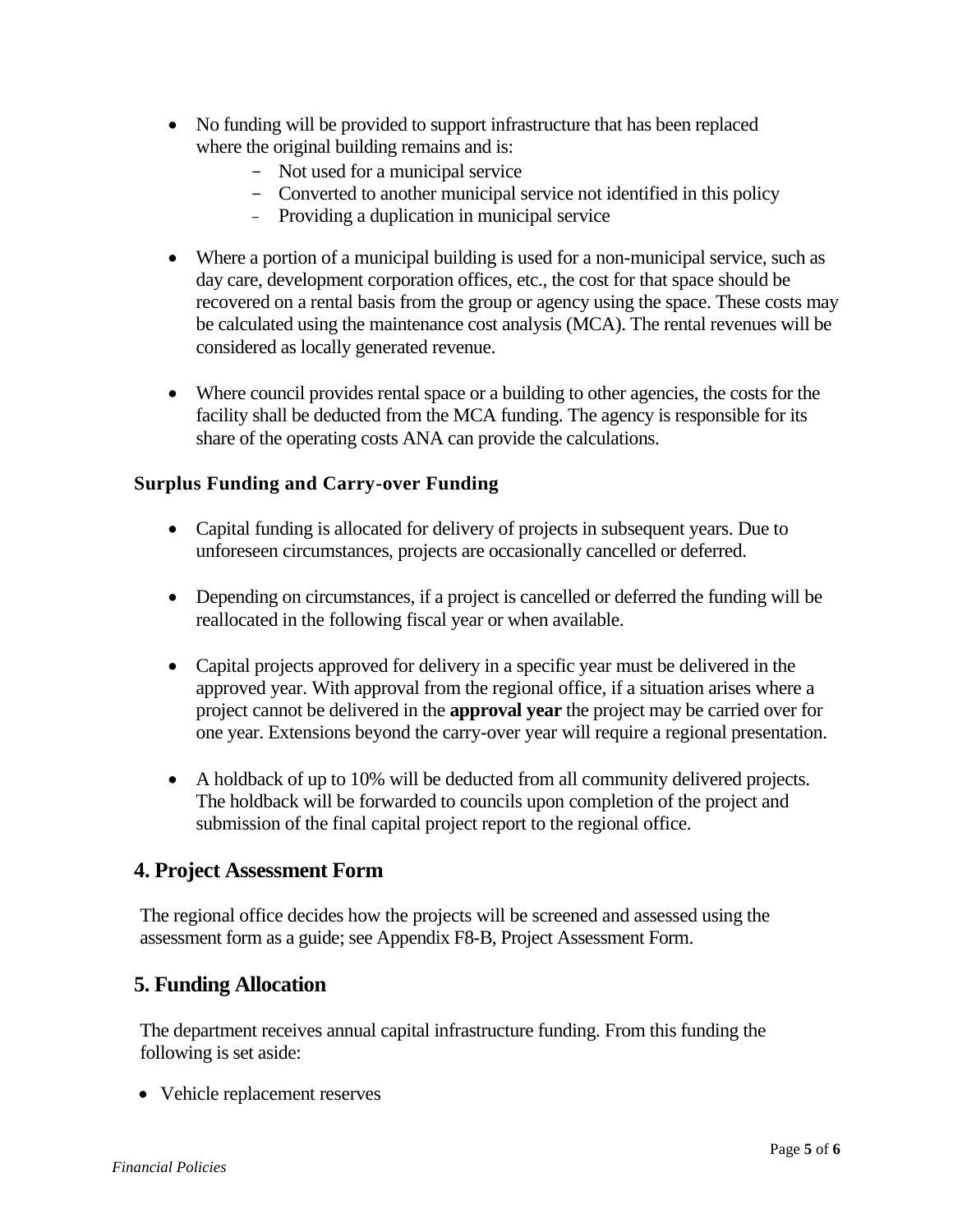- No funding will be provided to support infrastructure that has been replaced where the original building remains and is:
  - Not used for a municipal service
  - Converted to another municipal service not identified in this policy
  - Providing a duplication in municipal service

- Where a portion of a municipal building is used for a non-municipal service, such as day care, development corporation offices, etc., the cost for that space should be recovered on a rental basis from the group or agency using the space. These costs may be calculated using the maintenance cost analysis (MCA). The rental revenues will be considered as locally generated revenue.

- Where council provides rental space or a building to other agencies, the costs for the facility shall be deducted from the MCA funding. The agency is responsible for its share of the operating costs ANA can provide the calculations.

### Surplus Funding and Carry-over Funding

- Capital funding is allocated for delivery of projects in subsequent years. Due to unforeseen circumstances, projects are occasionally cancelled or deferred.

- Depending on circumstances, if a project is cancelled or deferred the funding will be reallocated in the following fiscal year or when available.

- Capital projects approved for delivery in a specific year must be delivered in the approved year. With approval from the regional office, if a situation arises where a project cannot be delivered in the **approval year** the project may be carried over for one year. Extensions beyond the carry-over year will require a regional presentation.

- A holdback of up to 10% will be deducted from all community delivered projects. The holdback will be forwarded to councils upon completion of the project and submission of the final capital project report to the regional office.

## 4. Project Assessment Form

The regional office decides how the projects will be screened and assessed using the assessment form as a guide; see Appendix F8-B, Project Assessment Form.

## 5. Funding Allocation

The department receives annual capital infrastructure funding. From this funding the following is set aside:

- Vehicle replacement reserves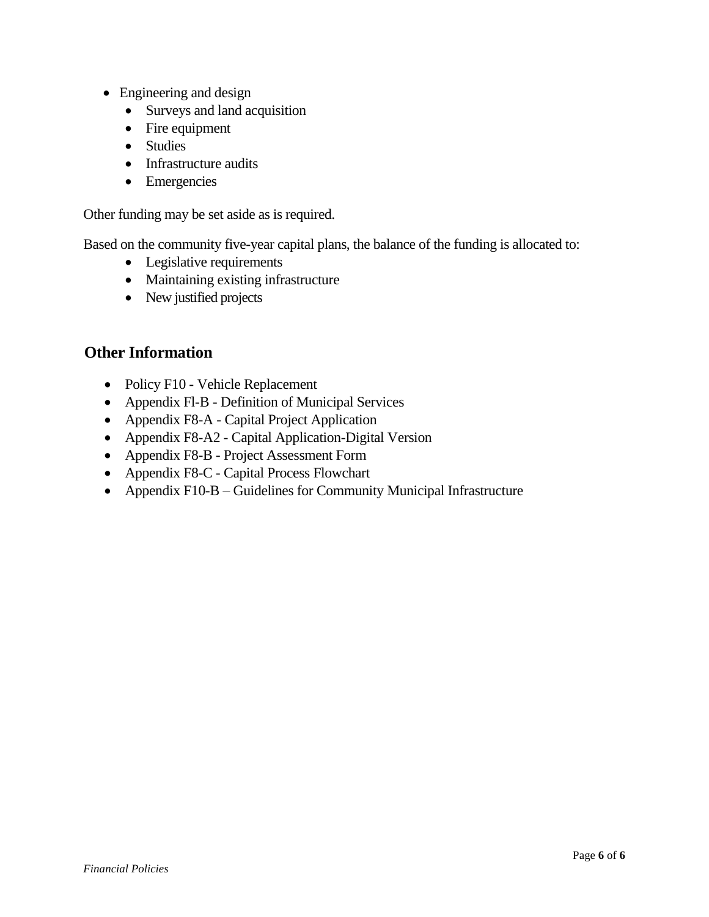- Engineering and design
  - Surveys and land acquisition
  - Fire equipment
  - Studies
  - Infrastructure audits
  - Emergencies

Other funding may be set aside as is required.

Based on the community five-year capital plans, the balance of the funding is allocated to:

- Legislative requirements
- Maintaining existing infrastructure
- New justified projects

## Other Information

- Policy F10 - Vehicle Replacement
- Appendix Fl-B - Definition of Municipal Services
- Appendix F8-A - Capital Project Application
- Appendix F8-A2 - Capital Application-Digital Version
- Appendix F8-B - Project Assessment Form
- Appendix F8-C - Capital Process Flowchart
- Appendix F10-B – Guidelines for Community Municipal Infrastructure